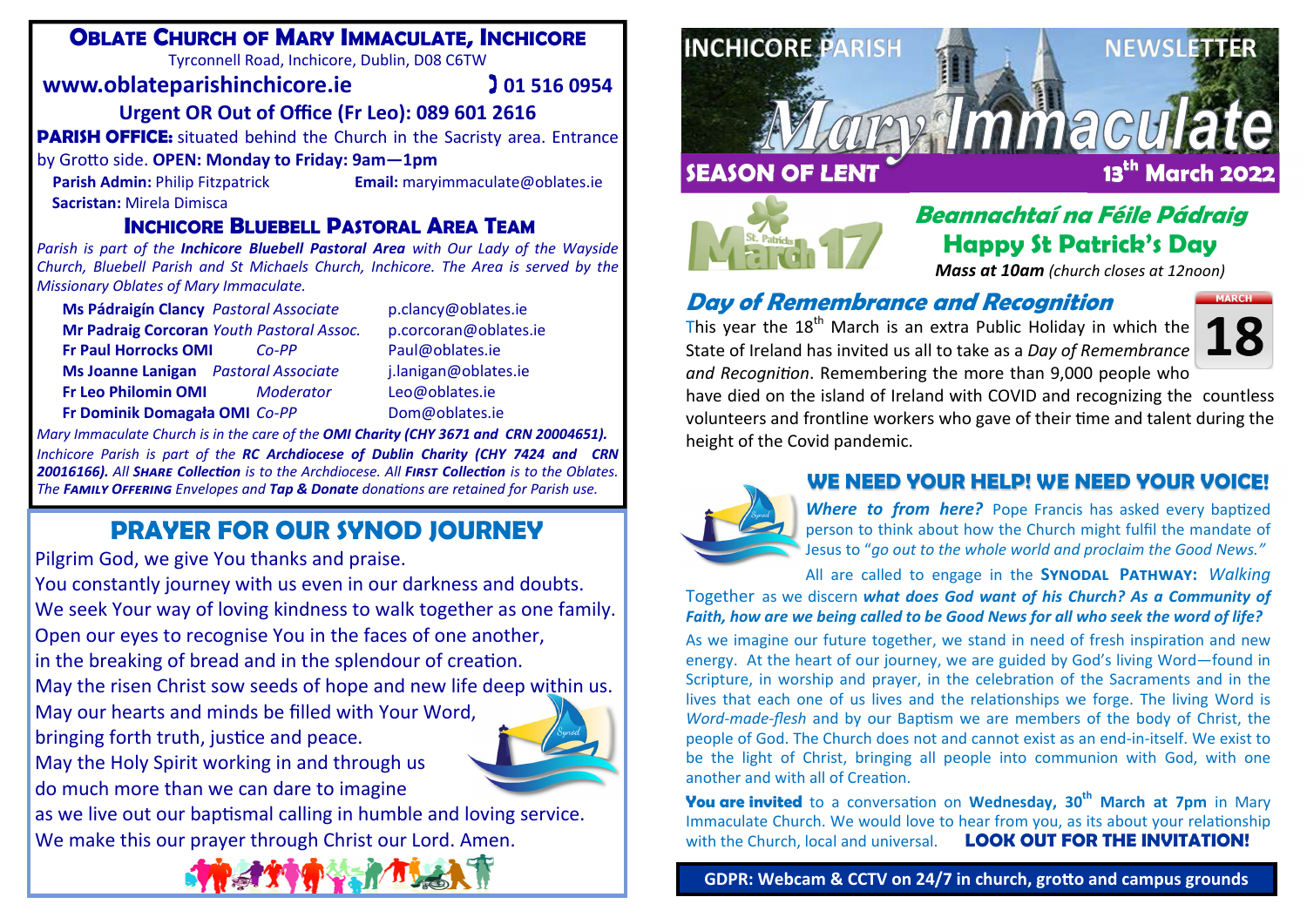# OBLATE CHURCH OF MARY IMMACULATE, INCHICORE

Tyrconnell Road, Inchicore, Dublin, D08 C6TW

**www.oblateparishinchicore.ie** **01 516 0954**

**Urgent OR Out of Office (Fr Leo): 089 601 2616**

**PARISH OFFICE:** situated behind the Church in the Sacristy area. Entrance by Grotto side. **OPEN: Monday to Friday: 9am—1pm**

**Parish Admin:** Philip Fitzpatrick **Email:** maryimmaculate@oblates.ie

**Sacristan:** Mirela Dimisca

## INCHICORE BLUEBELL PASTORAL AREA TEAM

*Parish is part of the **Inchicore Bluebell Pastoral Area** with Our Lady of the Wayside Church, Bluebell Parish and St Michaels Church, Inchicore. The Area is served by the Missionary Oblates of Mary Immaculate.*

| | | |
|---|---|---|
| **Ms Pádraigín Clancy** | *Pastoral Associate* | p.clancy@oblates.ie |
| **Mr Padraig Corcoran** | *Youth Pastoral Assoc.* | p.corcoran@oblates.ie |
| **Fr Paul Horrocks OMI** | *Co-PP* | Paul@oblates.ie |
| **Ms Joanne Lanigan** | *Pastoral Associate* | j.lanigan@oblates.ie |
| **Fr Leo Philomin OMI** | *Moderator* | Leo@oblates.ie |
| **Fr Dominik Domagała OMI** | *Co-PP* | Dom@oblates.ie |

*Mary Immaculate Church is in the care of the **OMI Charity (CHY 3671 and CRN 20004651).** Inchicore Parish is part of the **RC Archdiocese of Dublin Charity (CHY 7424 and CRN 20016166).** All **SHARE Collection** is to the Archdiocese. All **FIRST Collection** is to the Oblates. The **FAMILY OFFERING** Envelopes and **Tap & Donate** donations are retained for Parish use.*

## PRAYER FOR OUR SYNOD JOURNEY

Pilgrim God, we give You thanks and praise.
You constantly journey with us even in our darkness and doubts.
We seek Your way of loving kindness to walk together as one family.
Open our eyes to recognise You in the faces of one another,
in the breaking of bread and in the splendour of creation.
May the risen Christ sow seeds of hope and new life deep within us.
May our hearts and minds be filled with Your Word,
bringing forth truth, justice and peace.
May the Holy Spirit working in and through us
do much more than we can dare to imagine
as we live out our baptismal calling in humble and loving service.
We make this our prayer through Christ our Lord. Amen.

# INCHICORE PARISH NEWSLETTER — Mary Immaculate

**SEASON OF LENT** **13th March 2022**

## Beannachtaí na Féile Pádraig
## Happy St Patrick's Day

***Mass at 10am** (church closes at 12noon)*

## Day of Remembrance and Recognition

This year the 18th March is an extra Public Holiday in which the State of Ireland has invited us all to take as a *Day of Remembrance and Recognition*. Remembering the more than 9,000 people who have died on the island of Ireland with COVID and recognizing the countless volunteers and frontline workers who gave of their time and talent during the height of the Covid pandemic.

## WE NEED YOUR HELP! WE NEED YOUR VOICE!

***Where to from here?*** Pope Francis has asked every baptized person to think about how the Church might fulfil the mandate of Jesus to *"go out to the whole world and proclaim the Good News."*

All are called to engage in the **SYNODAL PATHWAY:** *Walking Together* as we discern ***what does God want of his Church? As a Community of Faith, how are we being called to be Good News for all who seek the word of life?***

As we imagine our future together, we stand in need of fresh inspiration and new energy. At the heart of our journey, we are guided by God's living Word—found in Scripture, in worship and prayer, in the celebration of the Sacraments and in the lives that each one of us lives and the relationships we forge. The living Word is *Word-made-flesh* and by our Baptism we are members of the body of Christ, the people of God. The Church does not and cannot exist as an end-in-itself. We exist to be the light of Christ, bringing all people into communion with God, with one another and with all of Creation.

**You are invited** to a conversation on **Wednesday, 30th March at 7pm** in Mary Immaculate Church. We would love to hear from you, as its about your relationship with the Church, local and universal. **LOOK OUT FOR THE INVITATION!**

**GDPR: Webcam & CCTV on 24/7 in church, grotto and campus grounds**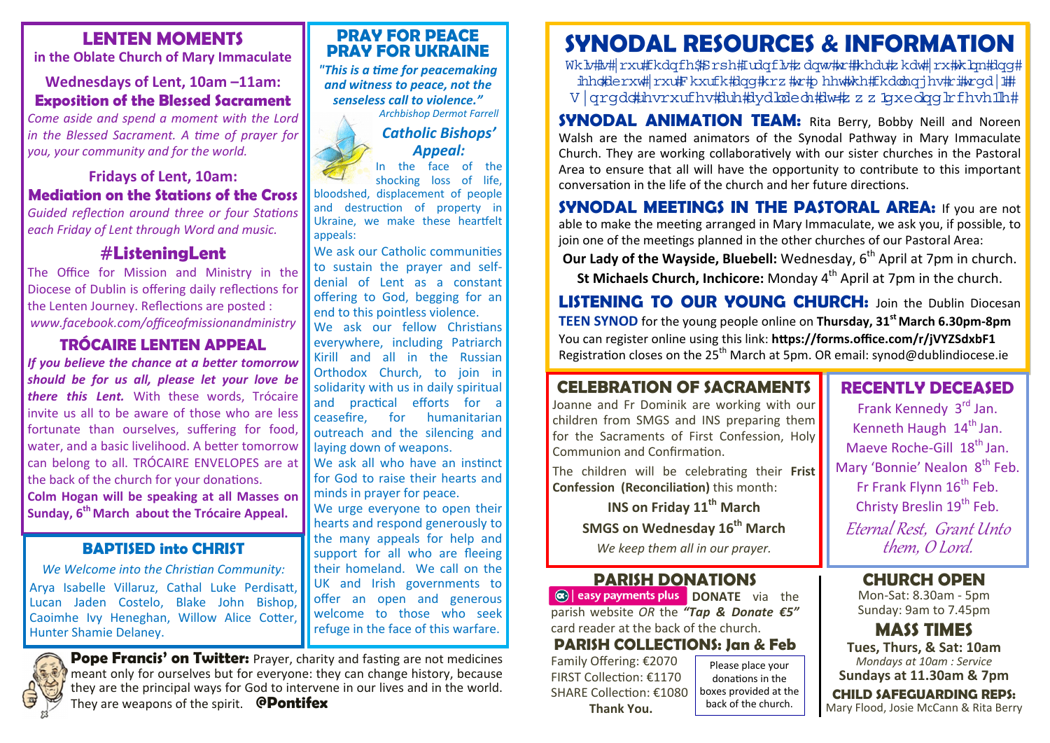## LENTEN MOMENTS

**in the Oblate Church of Mary Immaculate**

### Wednesdays of Lent, 10am –11am:

**Exposition of the Blessed Sacrament**

*Come aside and spend a moment with the Lord in the Blessed Sacrament. A time of prayer for you, your community and for the world.*

### Fridays of Lent, 10am:

**Mediation on the Stations of the Cross**

*Guided reflection around three or four Stations each Friday of Lent through Word and music.*

## #ListeningLent

The Office for Mission and Ministry in the Diocese of Dublin is offering daily reflections for the Lenten Journey. Reflections are posted :

*www.facebook.com/officeofmissionandministry*

## TRÓCAIRE LENTEN APPEAL

***If you believe the chance at a better tomorrow should be for us all, please let your love be there this Lent.*** With these words, Trócaire invite us all to be aware of those who are less fortunate than ourselves, suffering for food, water, and a basic livelihood. A better tomorrow can belong to all. TRÓCAIRE ENVELOPES are at the back of the church for your donations.

**Colm Hogan will be speaking at all Masses on Sunday, 6th March about the Trócaire Appeal.**

## BAPTISED into CHRIST

*We Welcome into the Christian Community:*

Arya Isabelle Villaruz, Cathal Luke Perdisatt, Lucan Jaden Costelo, Blake John Bishop, Caoimhe Ivy Heneghan, Willow Alice Cotter, Hunter Shamie Delaney.

**Pope Francis' on Twitter:** Prayer, charity and fasting are not medicines meant only for ourselves but for everyone: they can change history, because they are the principal ways for God to intervene in our lives and in the world. They are weapons of the spirit. **@Pontifex**

## PRAY FOR PEACE PRAY FOR UKRAINE

***"This is a time for peacemaking and witness to peace, not the senseless call to violence."***

*Archbishop Dermot Farrell*

### *Catholic Bishops' Appeal:*

In the face of the shocking loss of life, bloodshed, displacement of people and destruction of property in Ukraine, we make these heartfelt appeals:

We ask our Catholic communities to sustain the prayer and self-denial of Lent as a constant offering to God, begging for an end to this pointless violence.

We ask our fellow Christians everywhere, including Patriarch Kirill and all in the Russian Orthodox Church, to join in solidarity with us in daily spiritual and practical efforts for a ceasefire, for humanitarian outreach and the silencing and laying down of weapons.

We ask all who have an instinct for God to raise their hearts and minds in prayer for peace.

We urge everyone to open their hearts and respond generously to the many appeals for help and support for all who are fleeing their homeland. We call on the UK and Irish governments to offer an open and generous welcome to those who seek refuge in the face of this warfare.

# SYNODAL RESOURCES & INFORMATION

Wklv#lv#|rxu#fkdqfh$#Srsh#Iudqflv#zdqwv#wr#khdu#zkdw#|rxu#wklqn#dqg# ihho#derxw#|rxu#Fkxufk#dqg#krz#wr#phhw#wkh#fkdoohqjhv#ri#wrgd|1# V|qrgdo#uhvrxufhv#duh#dydlodeoh#dw#zzz1gxeolqglrfhvh1lh#

**SYNODAL ANIMATION TEAM:** Rita Berry, Bobby Neill and Noreen Walsh are the named animators of the Synodal Pathway in Mary Immaculate Church. They are working collaboratively with our sister churches in the Pastoral Area to ensure that all will have the opportunity to contribute to this important conversation in the life of the church and her future directions.

**SYNODAL MEETINGS IN THE PASTORAL AREA:** If you are not able to make the meeting arranged in Mary Immaculate, we ask you, if possible, to join one of the meetings planned in the other churches of our Pastoral Area:

**Our Lady of the Wayside, Bluebell:** Wednesday, 6th April at 7pm in church.

**St Michaels Church, Inchicore:** Monday 4th April at 7pm in the church.

**LISTENING TO OUR YOUNG CHURCH:** Join the Dublin Diocesan **TEEN SYNOD** for the young people online on **Thursday, 31st March 6.30pm-8pm**

You can register online using this link: **https://forms.office.com/r/jVYZSdxbF1**

Registration closes on the 25th March at 5pm. OR email: synod@dublindiocese.ie

## CELEBRATION OF SACRAMENTS

Joanne and Fr Dominik are working with our children from SMGS and INS preparing them for the Sacraments of First Confession, Holy Communion and Confirmation.

The children will be celebrating their **Frist Confession (Reconciliation)** this month:

**INS on Friday 11th March**

**SMGS on Wednesday 16th March**

*We keep them all in our prayer.*

## RECENTLY DECEASED

Frank Kennedy 3rd Jan.
Kenneth Haugh 14th Jan.
Maeve Roche-Gill 18th Jan.
Mary 'Bonnie' Nealon 8th Feb.
Fr Frank Flynn 16th Feb.
Christy Breslin 19th Feb.

*Eternal Rest, Grant Unto them, O Lord.*

## PARISH DONATIONS

easy payments plus **DONATE** via the parish website *OR* the ***"Tap & Donate €5"*** card reader at the back of the church.

### PARISH COLLECTIONS: Jan & Feb

Family Offering: €2070
FIRST Collection: €1170
SHARE Collection: €1080
**Thank You.**

Please place your donations in the boxes provided at the back of the church.

## CHURCH OPEN

Mon-Sat: 8.30am - 5pm
Sunday: 9am to 7.45pm

## MASS TIMES

**Tues, Thurs, & Sat: 10am**
*Mondays at 10am : Service*
**Sundays at 11.30am & 7pm**

**CHILD SAFEGUARDING REPS:**
Mary Flood, Josie McCann & Rita Berry